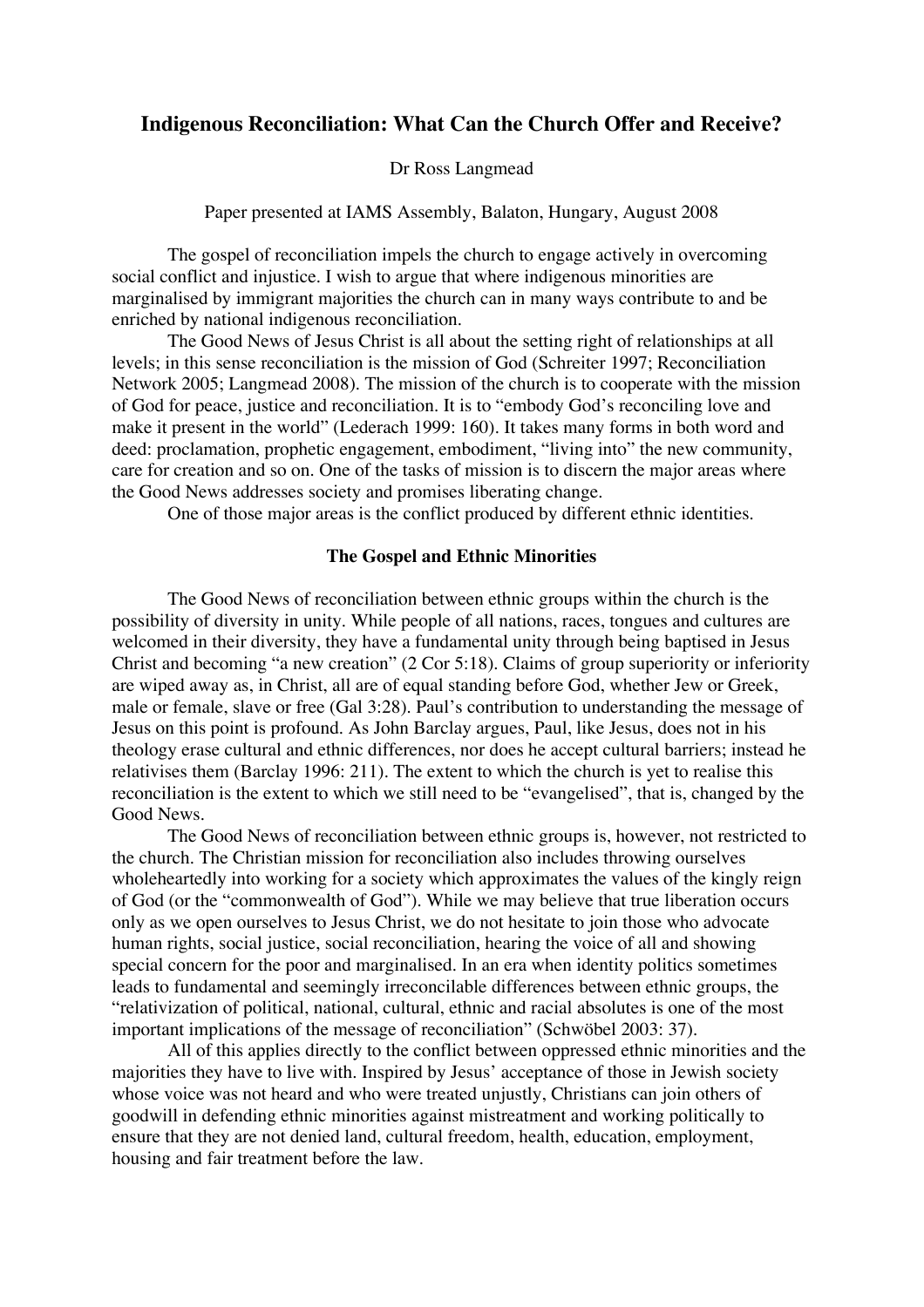# Indigenous Reconciliation: What Can the Church Offer and Receive?

Dr Ross Langmead

Paper presented at IAMS Assembly, Balaton, Hungary, August 2008

The gospel of reconciliation impels the church to engage actively in overcoming social conflict and injustice. I wish to argue that where indigenous minorities are marginalised by immigrant majorities the church can in many ways contribute to and be enriched by national indigenous reconciliation.

The Good News of Jesus Christ is all about the setting right of relationships at all levels; in this sense reconciliation is the mission of God (Schreiter 1997; Reconciliation Network 2005; Langmead 2008). The mission of the church is to cooperate with the mission of God for peace, justice and reconciliation. It is to "embody God's reconciling love and make it present in the world" (Lederach 1999: 160). It takes many forms in both word and deed: proclamation, prophetic engagement, embodiment, "living into" the new community, care for creation and so on. One of the tasks of mission is to discern the major areas where the Good News addresses society and promises liberating change.

One of those major areas is the conflict produced by different ethnic identities.

## The Gospel and Ethnic Minorities

The Good News of reconciliation between ethnic groups within the church is the possibility of diversity in unity. While people of all nations, races, tongues and cultures are welcomed in their diversity, they have a fundamental unity through being baptised in Jesus Christ and becoming "a new creation" (2 Cor 5:18). Claims of group superiority or inferiority are wiped away as, in Christ, all are of equal standing before God, whether Jew or Greek, male or female, slave or free (Gal 3:28). Paul's contribution to understanding the message of Jesus on this point is profound. As John Barclay argues, Paul, like Jesus, does not in his theology erase cultural and ethnic differences, nor does he accept cultural barriers; instead he relativises them (Barclay 1996: 211). The extent to which the church is yet to realise this reconciliation is the extent to which we still need to be "evangelised", that is, changed by the Good News.

The Good News of reconciliation between ethnic groups is, however, not restricted to the church. The Christian mission for reconciliation also includes throwing ourselves wholeheartedly into working for a society which approximates the values of the kingly reign of God (or the "commonwealth of God"). While we may believe that true liberation occurs only as we open ourselves to Jesus Christ, we do not hesitate to join those who advocate human rights, social justice, social reconciliation, hearing the voice of all and showing special concern for the poor and marginalised. In an era when identity politics sometimes leads to fundamental and seemingly irreconcilable differences between ethnic groups, the "relativization of political, national, cultural, ethnic and racial absolutes is one of the most important implications of the message of reconciliation" (Schwöbel 2003: 37).

All of this applies directly to the conflict between oppressed ethnic minorities and the majorities they have to live with. Inspired by Jesus' acceptance of those in Jewish society whose voice was not heard and who were treated unjustly, Christians can join others of goodwill in defending ethnic minorities against mistreatment and working politically to ensure that they are not denied land, cultural freedom, health, education, employment, housing and fair treatment before the law.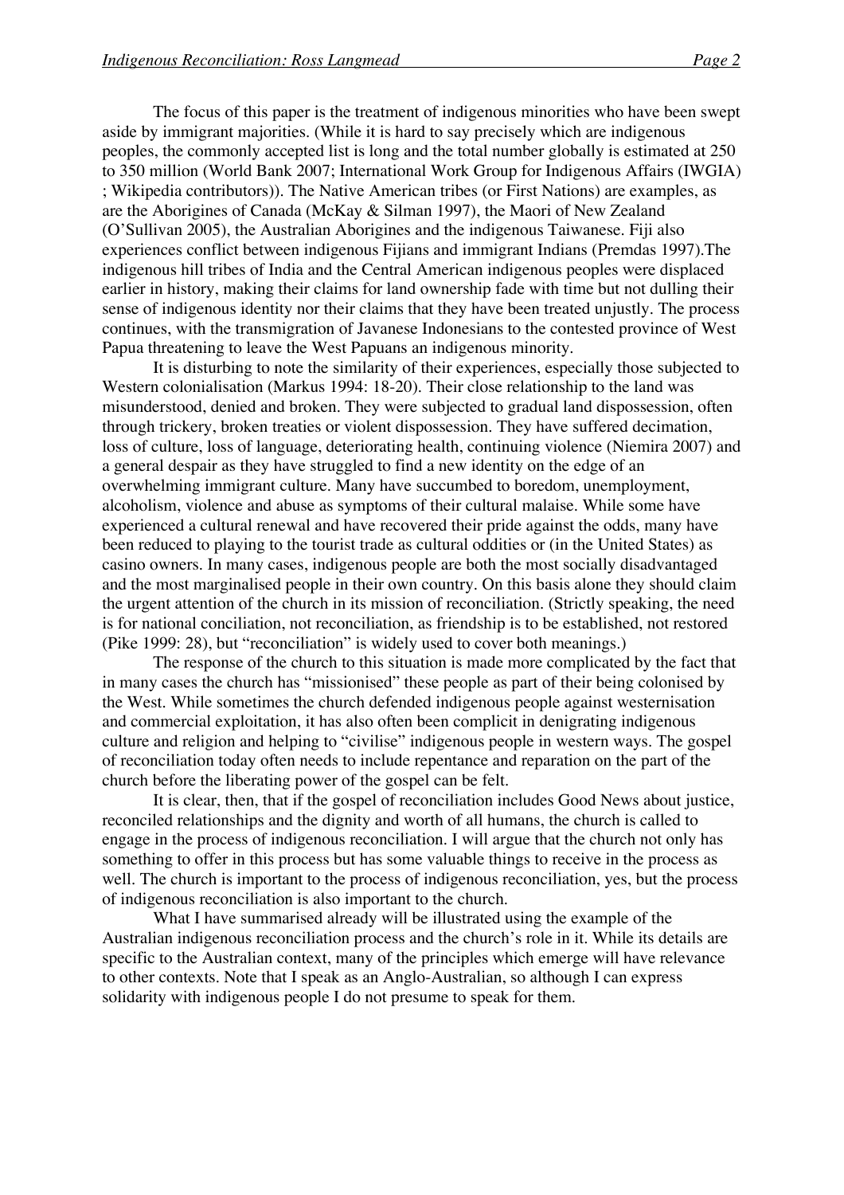The focus of this paper is the treatment of indigenous minorities who have been swept aside by immigrant majorities. (While it is hard to say precisely which are indigenous peoples, the commonly accepted list is long and the total number globally is estimated at 250 to 350 million (World Bank 2007; International Work Group for Indigenous Affairs (IWGIA) ; Wikipedia contributors)). The Native American tribes (or First Nations) are examples, as are the Aborigines of Canada (McKay & Silman 1997), the Maori of New Zealand (O'Sullivan 2005), the Australian Aborigines and the indigenous Taiwanese. Fiji also experiences conflict between indigenous Fijians and immigrant Indians (Premdas 1997).The indigenous hill tribes of India and the Central American indigenous peoples were displaced earlier in history, making their claims for land ownership fade with time but not dulling their sense of indigenous identity nor their claims that they have been treated unjustly. The process continues, with the transmigration of Javanese Indonesians to the contested province of West Papua threatening to leave the West Papuans an indigenous minority.

It is disturbing to note the similarity of their experiences, especially those subjected to Western colonialisation (Markus 1994: 18-20). Their close relationship to the land was misunderstood, denied and broken. They were subjected to gradual land dispossession, often through trickery, broken treaties or violent dispossession. They have suffered decimation, loss of culture, loss of language, deteriorating health, continuing violence (Niemira 2007) and a general despair as they have struggled to find a new identity on the edge of an overwhelming immigrant culture. Many have succumbed to boredom, unemployment, alcoholism, violence and abuse as symptoms of their cultural malaise. While some have experienced a cultural renewal and have recovered their pride against the odds, many have been reduced to playing to the tourist trade as cultural oddities or (in the United States) as casino owners. In many cases, indigenous people are both the most socially disadvantaged and the most marginalised people in their own country. On this basis alone they should claim the urgent attention of the church in its mission of reconciliation. (Strictly speaking, the need is for national conciliation, not reconciliation, as friendship is to be established, not restored (Pike 1999: 28), but "reconciliation" is widely used to cover both meanings.)

The response of the church to this situation is made more complicated by the fact that in many cases the church has "missionised" these people as part of their being colonised by the West. While sometimes the church defended indigenous people against westernisation and commercial exploitation, it has also often been complicit in denigrating indigenous culture and religion and helping to "civilise" indigenous people in western ways. The gospel of reconciliation today often needs to include repentance and reparation on the part of the church before the liberating power of the gospel can be felt.

It is clear, then, that if the gospel of reconciliation includes Good News about justice, reconciled relationships and the dignity and worth of all humans, the church is called to engage in the process of indigenous reconciliation. I will argue that the church not only has something to offer in this process but has some valuable things to receive in the process as well. The church is important to the process of indigenous reconciliation, yes, but the process of indigenous reconciliation is also important to the church.

What I have summarised already will be illustrated using the example of the Australian indigenous reconciliation process and the church's role in it. While its details are specific to the Australian context, many of the principles which emerge will have relevance to other contexts. Note that I speak as an Anglo-Australian, so although I can express solidarity with indigenous people I do not presume to speak for them.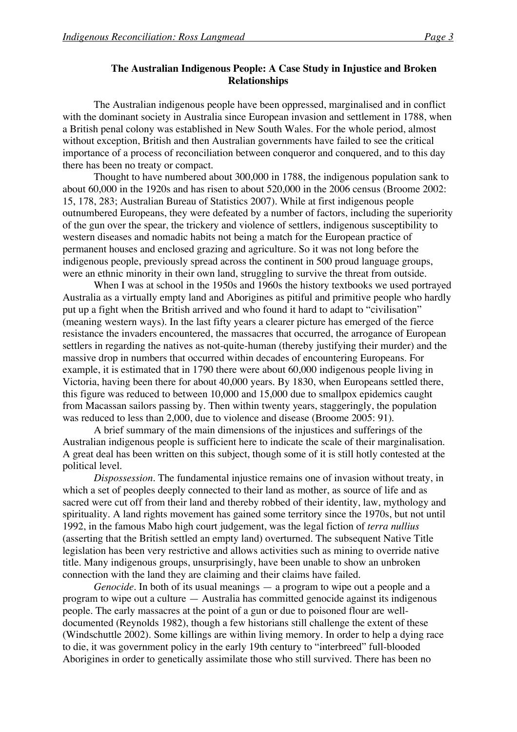## The Australian Indigenous People: A Case Study in Injustice and Broken Relationships

The Australian indigenous people have been oppressed, marginalised and in conflict with the dominant society in Australia since European invasion and settlement in 1788, when a British penal colony was established in New South Wales. For the whole period, almost without exception, British and then Australian governments have failed to see the critical importance of a process of reconciliation between conqueror and conquered, and to this day there has been no treaty or compact.

Thought to have numbered about 300,000 in 1788, the indigenous population sank to about 60,000 in the 1920s and has risen to about 520,000 in the 2006 census (Broome 2002: 15, 178, 283; Australian Bureau of Statistics 2007). While at first indigenous people outnumbered Europeans, they were defeated by a number of factors, including the superiority of the gun over the spear, the trickery and violence of settlers, indigenous susceptibility to western diseases and nomadic habits not being a match for the European practice of permanent houses and enclosed grazing and agriculture. So it was not long before the indigenous people, previously spread across the continent in 500 proud language groups, were an ethnic minority in their own land, struggling to survive the threat from outside.

When I was at school in the 1950s and 1960s the history textbooks we used portrayed Australia as a virtually empty land and Aborigines as pitiful and primitive people who hardly put up a fight when the British arrived and who found it hard to adapt to "civilisation" (meaning western ways). In the last fifty years a clearer picture has emerged of the fierce resistance the invaders encountered, the massacres that occurred, the arrogance of European settlers in regarding the natives as not-quite-human (thereby justifying their murder) and the massive drop in numbers that occurred within decades of encountering Europeans. For example, it is estimated that in 1790 there were about 60,000 indigenous people living in Victoria, having been there for about 40,000 years. By 1830, when Europeans settled there, this figure was reduced to between 10,000 and 15,000 due to smallpox epidemics caught from Macassan sailors passing by. Then within twenty years, staggeringly, the population was reduced to less than 2,000, due to violence and disease (Broome 2005: 91).

A brief summary of the main dimensions of the injustices and sufferings of the Australian indigenous people is sufficient here to indicate the scale of their marginalisation. A great deal has been written on this subject, though some of it is still hotly contested at the political level.

*Dispossession*. The fundamental injustice remains one of invasion without treaty, in which a set of peoples deeply connected to their land as mother, as source of life and as sacred were cut off from their land and thereby robbed of their identity, law, mythology and spirituality. A land rights movement has gained some territory since the 1970s, but not until 1992, in the famous Mabo high court judgement, was the legal fiction of *terra nullius* (asserting that the British settled an empty land) overturned. The subsequent Native Title legislation has been very restrictive and allows activities such as mining to override native title. Many indigenous groups, unsurprisingly, have been unable to show an unbroken connection with the land they are claiming and their claims have failed.

*Genocide*. In both of its usual meanings — a program to wipe out a people and a program to wipe out a culture — Australia has committed genocide against its indigenous people. The early massacres at the point of a gun or due to poisoned flour are well-documented (Reynolds 1982), though a few historians still challenge the extent of these (Windschuttle 2002). Some killings are within living memory. In order to help a dying race to die, it was government policy in the early 19th century to "interbreed" full-blooded Aborigines in order to genetically assimilate those who still survived. There has been no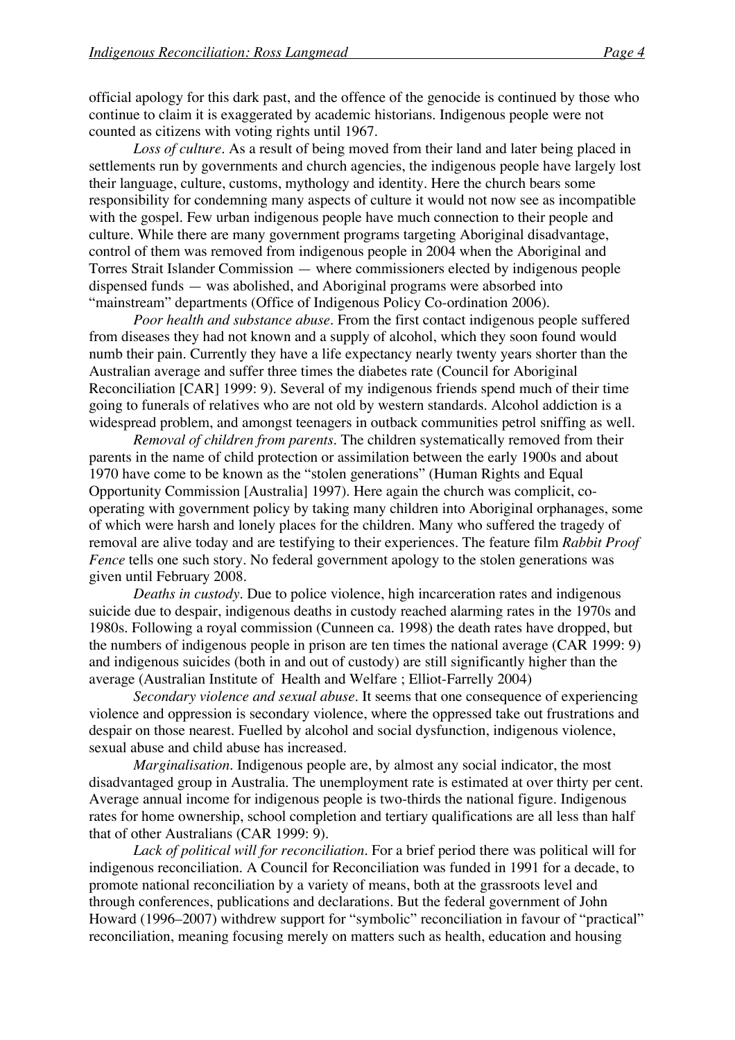official apology for this dark past, and the offence of the genocide is continued by those who continue to claim it is exaggerated by academic historians. Indigenous people were not counted as citizens with voting rights until 1967.

*Loss of culture*. As a result of being moved from their land and later being placed in settlements run by governments and church agencies, the indigenous people have largely lost their language, culture, customs, mythology and identity. Here the church bears some responsibility for condemning many aspects of culture it would not now see as incompatible with the gospel. Few urban indigenous people have much connection to their people and culture. While there are many government programs targeting Aboriginal disadvantage, control of them was removed from indigenous people in 2004 when the Aboriginal and Torres Strait Islander Commission — where commissioners elected by indigenous people dispensed funds — was abolished, and Aboriginal programs were absorbed into "mainstream" departments (Office of Indigenous Policy Co-ordination 2006).

*Poor health and substance abuse*. From the first contact indigenous people suffered from diseases they had not known and a supply of alcohol, which they soon found would numb their pain. Currently they have a life expectancy nearly twenty years shorter than the Australian average and suffer three times the diabetes rate (Council for Aboriginal Reconciliation [CAR] 1999: 9). Several of my indigenous friends spend much of their time going to funerals of relatives who are not old by western standards. Alcohol addiction is a widespread problem, and amongst teenagers in outback communities petrol sniffing as well.

*Removal of children from parents*. The children systematically removed from their parents in the name of child protection or assimilation between the early 1900s and about 1970 have come to be known as the "stolen generations" (Human Rights and Equal Opportunity Commission [Australia] 1997). Here again the church was complicit, co-operating with government policy by taking many children into Aboriginal orphanages, some of which were harsh and lonely places for the children. Many who suffered the tragedy of removal are alive today and are testifying to their experiences. The feature film *Rabbit Proof Fence* tells one such story. No federal government apology to the stolen generations was given until February 2008.

*Deaths in custody*. Due to police violence, high incarceration rates and indigenous suicide due to despair, indigenous deaths in custody reached alarming rates in the 1970s and 1980s. Following a royal commission (Cunneen ca. 1998) the death rates have dropped, but the numbers of indigenous people in prison are ten times the national average (CAR 1999: 9) and indigenous suicides (both in and out of custody) are still significantly higher than the average (Australian Institute of Health and Welfare ; Elliot-Farrelly 2004)

*Secondary violence and sexual abuse*. It seems that one consequence of experiencing violence and oppression is secondary violence, where the oppressed take out frustrations and despair on those nearest. Fuelled by alcohol and social dysfunction, indigenous violence, sexual abuse and child abuse has increased.

*Marginalisation*. Indigenous people are, by almost any social indicator, the most disadvantaged group in Australia. The unemployment rate is estimated at over thirty per cent. Average annual income for indigenous people is two-thirds the national figure. Indigenous rates for home ownership, school completion and tertiary qualifications are all less than half that of other Australians (CAR 1999: 9).

*Lack of political will for reconciliation*. For a brief period there was political will for indigenous reconciliation. A Council for Reconciliation was funded in 1991 for a decade, to promote national reconciliation by a variety of means, both at the grassroots level and through conferences, publications and declarations. But the federal government of John Howard (1996–2007) withdrew support for "symbolic" reconciliation in favour of "practical" reconciliation, meaning focusing merely on matters such as health, education and housing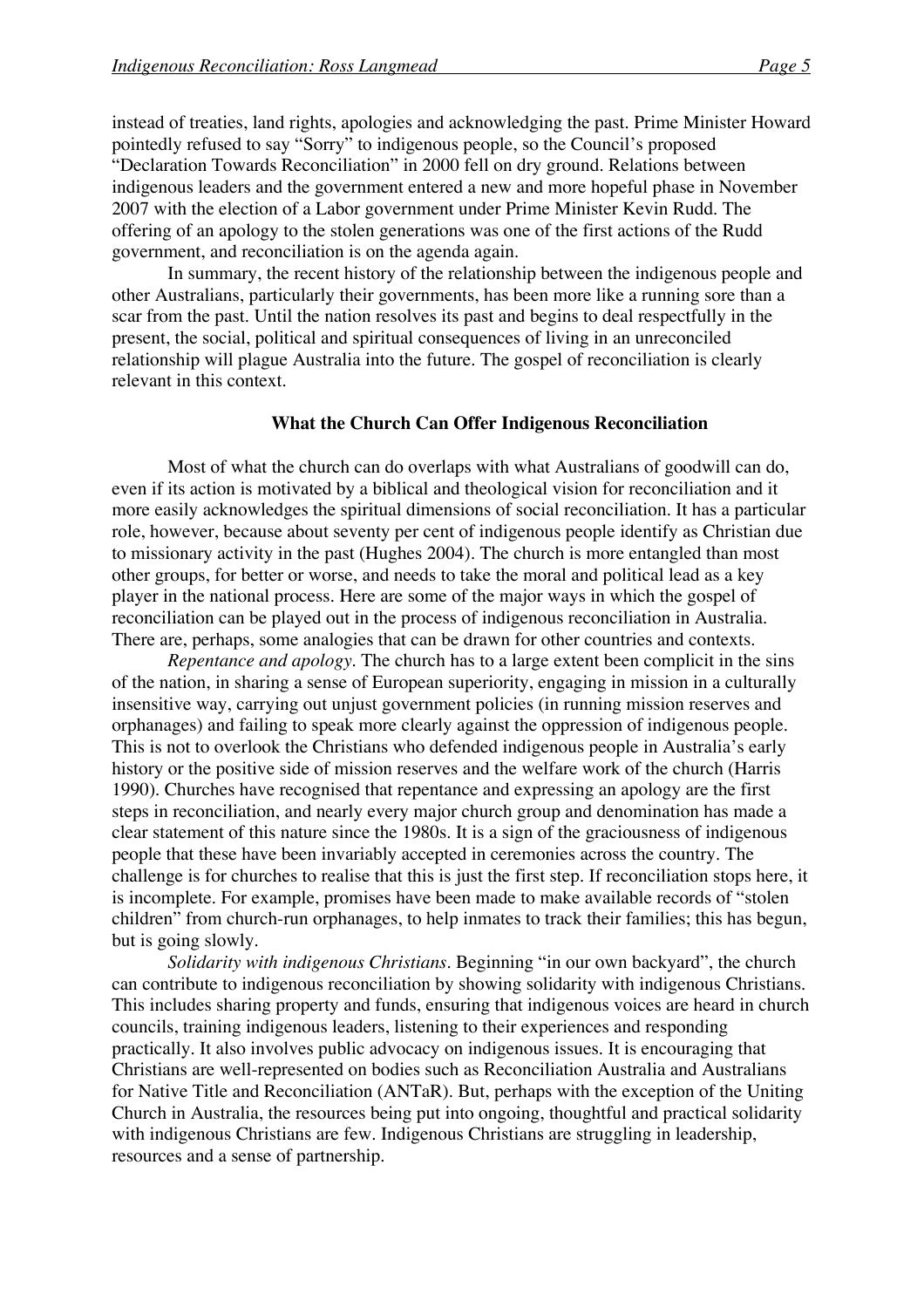instead of treaties, land rights, apologies and acknowledging the past. Prime Minister Howard pointedly refused to say "Sorry" to indigenous people, so the Council's proposed "Declaration Towards Reconciliation" in 2000 fell on dry ground. Relations between indigenous leaders and the government entered a new and more hopeful phase in November 2007 with the election of a Labor government under Prime Minister Kevin Rudd. The offering of an apology to the stolen generations was one of the first actions of the Rudd government, and reconciliation is on the agenda again.

In summary, the recent history of the relationship between the indigenous people and other Australians, particularly their governments, has been more like a running sore than a scar from the past. Until the nation resolves its past and begins to deal respectfully in the present, the social, political and spiritual consequences of living in an unreconciled relationship will plague Australia into the future. The gospel of reconciliation is clearly relevant in this context.

## What the Church Can Offer Indigenous Reconciliation

Most of what the church can do overlaps with what Australians of goodwill can do, even if its action is motivated by a biblical and theological vision for reconciliation and it more easily acknowledges the spiritual dimensions of social reconciliation. It has a particular role, however, because about seventy per cent of indigenous people identify as Christian due to missionary activity in the past (Hughes 2004). The church is more entangled than most other groups, for better or worse, and needs to take the moral and political lead as a key player in the national process. Here are some of the major ways in which the gospel of reconciliation can be played out in the process of indigenous reconciliation in Australia. There are, perhaps, some analogies that can be drawn for other countries and contexts.

*Repentance and apology.* The church has to a large extent been complicit in the sins of the nation, in sharing a sense of European superiority, engaging in mission in a culturally insensitive way, carrying out unjust government policies (in running mission reserves and orphanages) and failing to speak more clearly against the oppression of indigenous people. This is not to overlook the Christians who defended indigenous people in Australia's early history or the positive side of mission reserves and the welfare work of the church (Harris 1990). Churches have recognised that repentance and expressing an apology are the first steps in reconciliation, and nearly every major church group and denomination has made a clear statement of this nature since the 1980s. It is a sign of the graciousness of indigenous people that these have been invariably accepted in ceremonies across the country. The challenge is for churches to realise that this is just the first step. If reconciliation stops here, it is incomplete. For example, promises have been made to make available records of "stolen children" from church-run orphanages, to help inmates to track their families; this has begun, but is going slowly.

*Solidarity with indigenous Christians.* Beginning "in our own backyard", the church can contribute to indigenous reconciliation by showing solidarity with indigenous Christians. This includes sharing property and funds, ensuring that indigenous voices are heard in church councils, training indigenous leaders, listening to their experiences and responding practically. It also involves public advocacy on indigenous issues. It is encouraging that Christians are well-represented on bodies such as Reconciliation Australia and Australians for Native Title and Reconciliation (ANTaR). But, perhaps with the exception of the Uniting Church in Australia, the resources being put into ongoing, thoughtful and practical solidarity with indigenous Christians are few. Indigenous Christians are struggling in leadership, resources and a sense of partnership.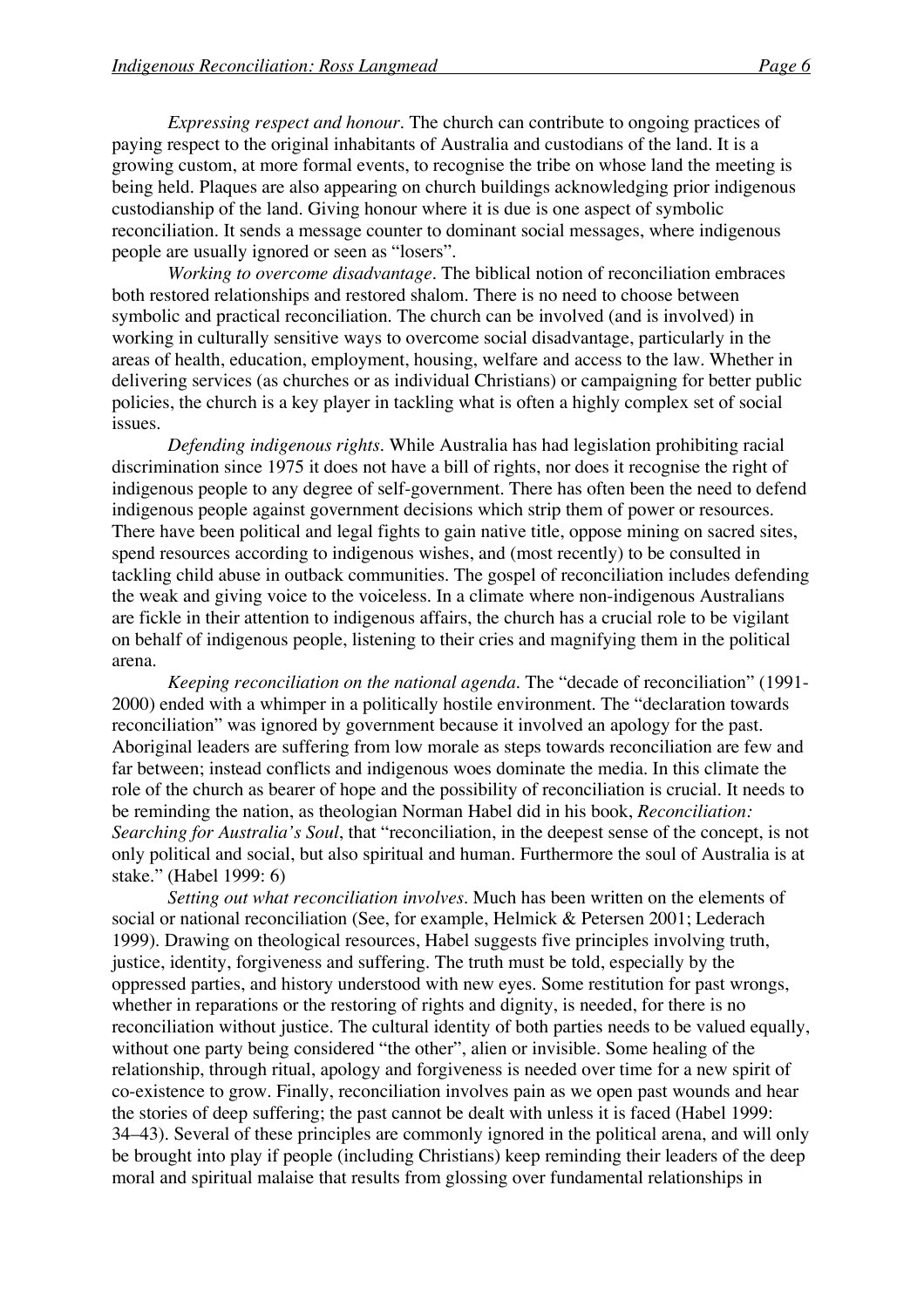*Expressing respect and honour*. The church can contribute to ongoing practices of paying respect to the original inhabitants of Australia and custodians of the land. It is a growing custom, at more formal events, to recognise the tribe on whose land the meeting is being held. Plaques are also appearing on church buildings acknowledging prior indigenous custodianship of the land. Giving honour where it is due is one aspect of symbolic reconciliation. It sends a message counter to dominant social messages, where indigenous people are usually ignored or seen as "losers".

*Working to overcome disadvantage*. The biblical notion of reconciliation embraces both restored relationships and restored shalom. There is no need to choose between symbolic and practical reconciliation. The church can be involved (and is involved) in working in culturally sensitive ways to overcome social disadvantage, particularly in the areas of health, education, employment, housing, welfare and access to the law. Whether in delivering services (as churches or as individual Christians) or campaigning for better public policies, the church is a key player in tackling what is often a highly complex set of social issues.

*Defending indigenous rights*. While Australia has had legislation prohibiting racial discrimination since 1975 it does not have a bill of rights, nor does it recognise the right of indigenous people to any degree of self-government. There has often been the need to defend indigenous people against government decisions which strip them of power or resources. There have been political and legal fights to gain native title, oppose mining on sacred sites, spend resources according to indigenous wishes, and (most recently) to be consulted in tackling child abuse in outback communities. The gospel of reconciliation includes defending the weak and giving voice to the voiceless. In a climate where non-indigenous Australians are fickle in their attention to indigenous affairs, the church has a crucial role to be vigilant on behalf of indigenous people, listening to their cries and magnifying them in the political arena.

*Keeping reconciliation on the national agenda*. The "decade of reconciliation" (1991-2000) ended with a whimper in a politically hostile environment. The "declaration towards reconciliation" was ignored by government because it involved an apology for the past. Aboriginal leaders are suffering from low morale as steps towards reconciliation are few and far between; instead conflicts and indigenous woes dominate the media. In this climate the role of the church as bearer of hope and the possibility of reconciliation is crucial. It needs to be reminding the nation, as theologian Norman Habel did in his book, *Reconciliation: Searching for Australia's Soul*, that "reconciliation, in the deepest sense of the concept, is not only political and social, but also spiritual and human. Furthermore the soul of Australia is at stake." (Habel 1999: 6)

*Setting out what reconciliation involves*. Much has been written on the elements of social or national reconciliation (See, for example, Helmick & Petersen 2001; Lederach 1999). Drawing on theological resources, Habel suggests five principles involving truth, justice, identity, forgiveness and suffering. The truth must be told, especially by the oppressed parties, and history understood with new eyes. Some restitution for past wrongs, whether in reparations or the restoring of rights and dignity, is needed, for there is no reconciliation without justice. The cultural identity of both parties needs to be valued equally, without one party being considered "the other", alien or invisible. Some healing of the relationship, through ritual, apology and forgiveness is needed over time for a new spirit of co-existence to grow. Finally, reconciliation involves pain as we open past wounds and hear the stories of deep suffering; the past cannot be dealt with unless it is faced (Habel 1999: 34–43). Several of these principles are commonly ignored in the political arena, and will only be brought into play if people (including Christians) keep reminding their leaders of the deep moral and spiritual malaise that results from glossing over fundamental relationships in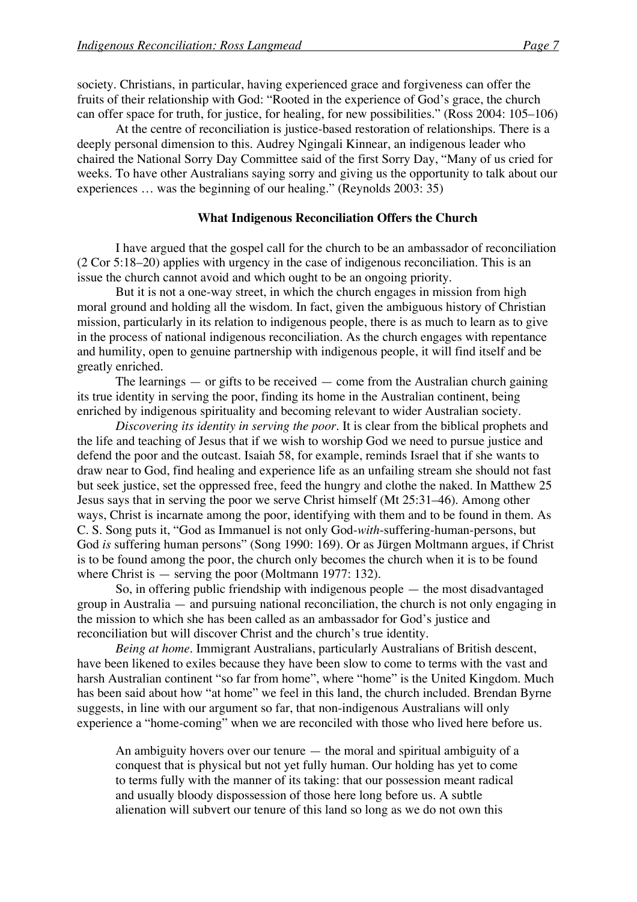society. Christians, in particular, having experienced grace and forgiveness can offer the fruits of their relationship with God: "Rooted in the experience of God's grace, the church can offer space for truth, for justice, for healing, for new possibilities." (Ross 2004: 105–106)

At the centre of reconciliation is justice-based restoration of relationships. There is a deeply personal dimension to this. Audrey Ngingali Kinnear, an indigenous leader who chaired the National Sorry Day Committee said of the first Sorry Day, "Many of us cried for weeks. To have other Australians saying sorry and giving us the opportunity to talk about our experiences … was the beginning of our healing." (Reynolds 2003: 35)

**What Indigenous Reconciliation Offers the Church**

I have argued that the gospel call for the church to be an ambassador of reconciliation (2 Cor 5:18–20) applies with urgency in the case of indigenous reconciliation. This is an issue the church cannot avoid and which ought to be an ongoing priority.

But it is not a one-way street, in which the church engages in mission from high moral ground and holding all the wisdom. In fact, given the ambiguous history of Christian mission, particularly in its relation to indigenous people, there is as much to learn as to give in the process of national indigenous reconciliation. As the church engages with repentance and humility, open to genuine partnership with indigenous people, it will find itself and be greatly enriched.

The learnings — or gifts to be received — come from the Australian church gaining its true identity in serving the poor, finding its home in the Australian continent, being enriched by indigenous spirituality and becoming relevant to wider Australian society.

*Discovering its identity in serving the poor*. It is clear from the biblical prophets and the life and teaching of Jesus that if we wish to worship God we need to pursue justice and defend the poor and the outcast. Isaiah 58, for example, reminds Israel that if she wants to draw near to God, find healing and experience life as an unfailing stream she should not fast but seek justice, set the oppressed free, feed the hungry and clothe the naked. In Matthew 25 Jesus says that in serving the poor we serve Christ himself (Mt 25:31–46). Among other ways, Christ is incarnate among the poor, identifying with them and to be found in them. As C. S. Song puts it, "God as Immanuel is not only God-*with*-suffering-human-persons, but God *is* suffering human persons" (Song 1990: 169). Or as Jürgen Moltmann argues, if Christ is to be found among the poor, the church only becomes the church when it is to be found where Christ is — serving the poor (Moltmann 1977: 132).

So, in offering public friendship with indigenous people — the most disadvantaged group in Australia — and pursuing national reconciliation, the church is not only engaging in the mission to which she has been called as an ambassador for God's justice and reconciliation but will discover Christ and the church's true identity.

*Being at home*. Immigrant Australians, particularly Australians of British descent, have been likened to exiles because they have been slow to come to terms with the vast and harsh Australian continent "so far from home", where "home" is the United Kingdom. Much has been said about how "at home" we feel in this land, the church included. Brendan Byrne suggests, in line with our argument so far, that non-indigenous Australians will only experience a "home-coming" when we are reconciled with those who lived here before us.

> An ambiguity hovers over our tenure — the moral and spiritual ambiguity of a conquest that is physical but not yet fully human. Our holding has yet to come to terms fully with the manner of its taking: that our possession meant radical and usually bloody dispossession of those here long before us. A subtle alienation will subvert our tenure of this land so long as we do not own this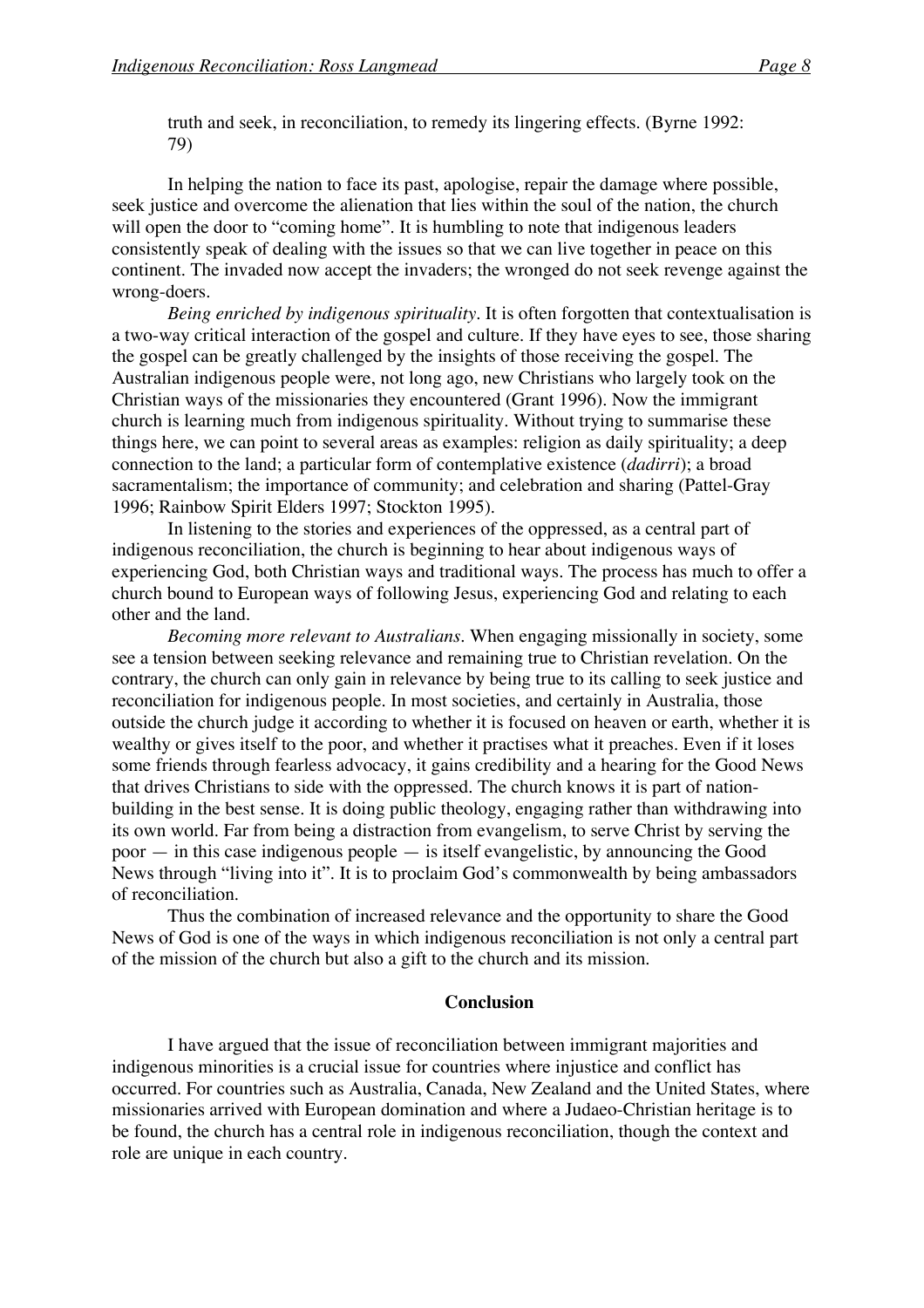truth and seek, in reconciliation, to remedy its lingering effects. (Byrne 1992: 79)

In helping the nation to face its past, apologise, repair the damage where possible, seek justice and overcome the alienation that lies within the soul of the nation, the church will open the door to "coming home". It is humbling to note that indigenous leaders consistently speak of dealing with the issues so that we can live together in peace on this continent. The invaded now accept the invaders; the wronged do not seek revenge against the wrong-doers.

*Being enriched by indigenous spirituality*. It is often forgotten that contextualisation is a two-way critical interaction of the gospel and culture. If they have eyes to see, those sharing the gospel can be greatly challenged by the insights of those receiving the gospel. The Australian indigenous people were, not long ago, new Christians who largely took on the Christian ways of the missionaries they encountered (Grant 1996). Now the immigrant church is learning much from indigenous spirituality. Without trying to summarise these things here, we can point to several areas as examples: religion as daily spirituality; a deep connection to the land; a particular form of contemplative existence (*dadirri*); a broad sacramentalism; the importance of community; and celebration and sharing (Pattel-Gray 1996; Rainbow Spirit Elders 1997; Stockton 1995).

In listening to the stories and experiences of the oppressed, as a central part of indigenous reconciliation, the church is beginning to hear about indigenous ways of experiencing God, both Christian ways and traditional ways. The process has much to offer a church bound to European ways of following Jesus, experiencing God and relating to each other and the land.

*Becoming more relevant to Australians*. When engaging missionally in society, some see a tension between seeking relevance and remaining true to Christian revelation. On the contrary, the church can only gain in relevance by being true to its calling to seek justice and reconciliation for indigenous people. In most societies, and certainly in Australia, those outside the church judge it according to whether it is focused on heaven or earth, whether it is wealthy or gives itself to the poor, and whether it practises what it preaches. Even if it loses some friends through fearless advocacy, it gains credibility and a hearing for the Good News that drives Christians to side with the oppressed. The church knows it is part of nation-building in the best sense. It is doing public theology, engaging rather than withdrawing into its own world. Far from being a distraction from evangelism, to serve Christ by serving the poor — in this case indigenous people — is itself evangelistic, by announcing the Good News through "living into it". It is to proclaim God's commonwealth by being ambassadors of reconciliation.

Thus the combination of increased relevance and the opportunity to share the Good News of God is one of the ways in which indigenous reconciliation is not only a central part of the mission of the church but also a gift to the church and its mission.

## Conclusion

I have argued that the issue of reconciliation between immigrant majorities and indigenous minorities is a crucial issue for countries where injustice and conflict has occurred. For countries such as Australia, Canada, New Zealand and the United States, where missionaries arrived with European domination and where a Judaeo-Christian heritage is to be found, the church has a central role in indigenous reconciliation, though the context and role are unique in each country.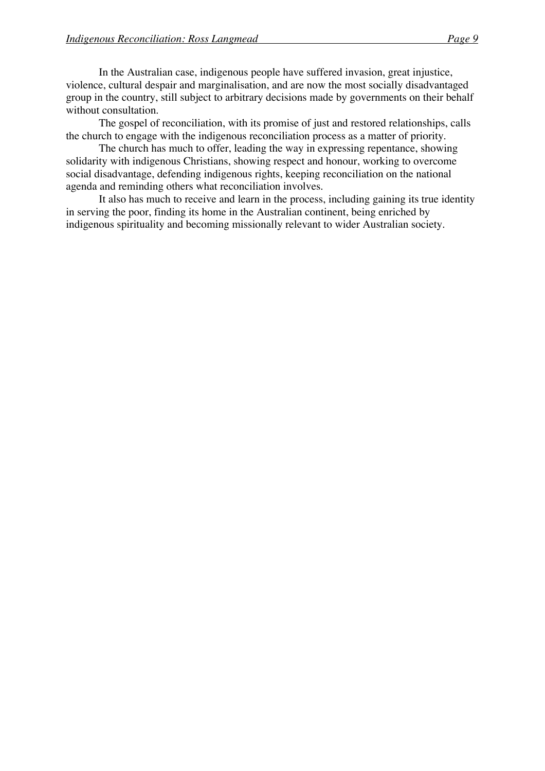In the Australian case, indigenous people have suffered invasion, great injustice, violence, cultural despair and marginalisation, and are now the most socially disadvantaged group in the country, still subject to arbitrary decisions made by governments on their behalf without consultation.

The gospel of reconciliation, with its promise of just and restored relationships, calls the church to engage with the indigenous reconciliation process as a matter of priority.

The church has much to offer, leading the way in expressing repentance, showing solidarity with indigenous Christians, showing respect and honour, working to overcome social disadvantage, defending indigenous rights, keeping reconciliation on the national agenda and reminding others what reconciliation involves.

It also has much to receive and learn in the process, including gaining its true identity in serving the poor, finding its home in the Australian continent, being enriched by indigenous spirituality and becoming missionally relevant to wider Australian society.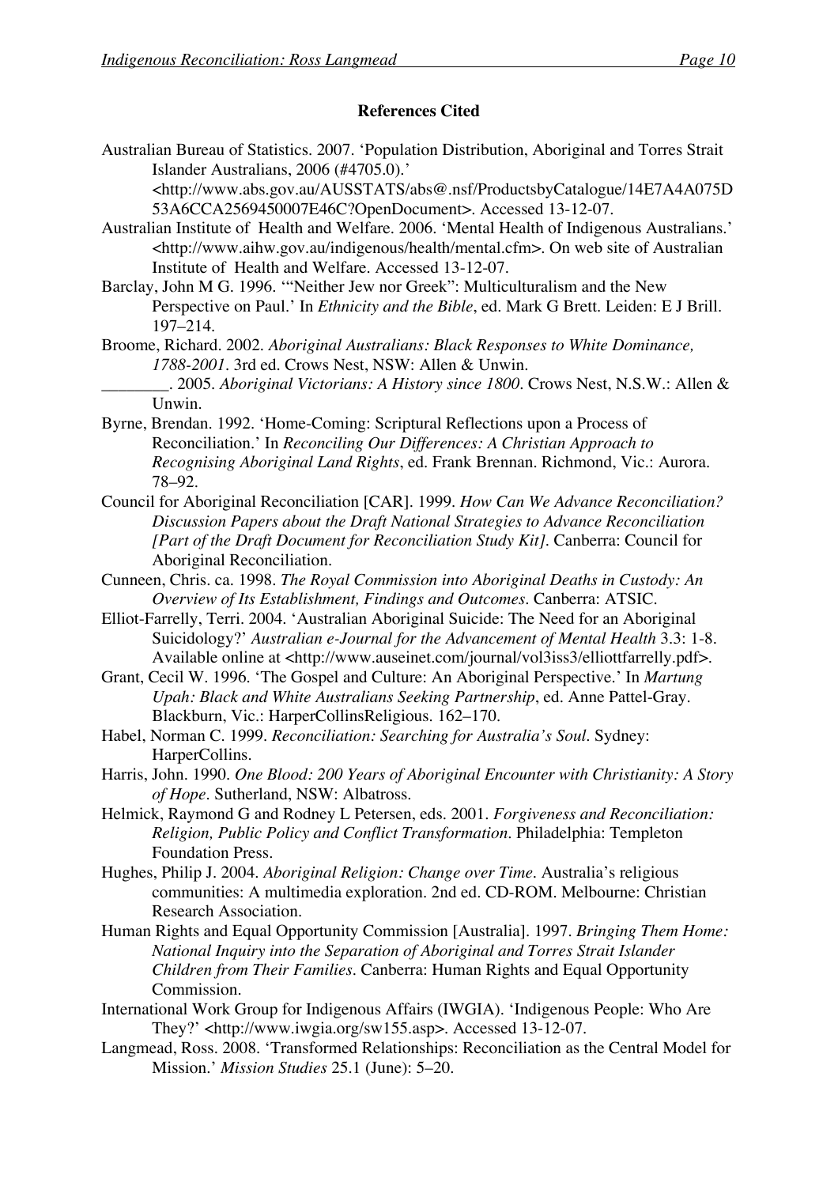**References Cited**

Australian Bureau of Statistics. 2007. 'Population Distribution, Aboriginal and Torres Strait Islander Australians, 2006 (#4705.0).' <http://www.abs.gov.au/AUSSTATS/abs@.nsf/ProductsbyCatalogue/14E7A4A075D53A6CCA2569450007E46C?OpenDocument>. Accessed 13-12-07.

Australian Institute of Health and Welfare. 2006. 'Mental Health of Indigenous Australians.' <http://www.aihw.gov.au/indigenous/health/mental.cfm>. On web site of Australian Institute of Health and Welfare. Accessed 13-12-07.

Barclay, John M G. 1996. '"Neither Jew nor Greek": Multiculturalism and the New Perspective on Paul.' In *Ethnicity and the Bible*, ed. Mark G Brett. Leiden: E J Brill. 197–214.

Broome, Richard. 2002. *Aboriginal Australians: Black Responses to White Dominance, 1788-2001*. 3rd ed. Crows Nest, NSW: Allen & Unwin.

________. 2005. *Aboriginal Victorians: A History since 1800*. Crows Nest, N.S.W.: Allen & Unwin.

Byrne, Brendan. 1992. 'Home-Coming: Scriptural Reflections upon a Process of Reconciliation.' In *Reconciling Our Differences: A Christian Approach to Recognising Aboriginal Land Rights*, ed. Frank Brennan. Richmond, Vic.: Aurora. 78–92.

Council for Aboriginal Reconciliation [CAR]. 1999. *How Can We Advance Reconciliation? Discussion Papers about the Draft National Strategies to Advance Reconciliation [Part of the Draft Document for Reconciliation Study Kit]*. Canberra: Council for Aboriginal Reconciliation.

Cunneen, Chris. ca. 1998. *The Royal Commission into Aboriginal Deaths in Custody: An Overview of Its Establishment, Findings and Outcomes*. Canberra: ATSIC.

Elliot-Farrelly, Terri. 2004. 'Australian Aboriginal Suicide: The Need for an Aboriginal Suicidology?' *Australian e-Journal for the Advancement of Mental Health* 3.3: 1-8. Available online at <http://www.auseinet.com/journal/vol3iss3/elliottfarrelly.pdf>.

Grant, Cecil W. 1996. 'The Gospel and Culture: An Aboriginal Perspective.' In *Martung Upah: Black and White Australians Seeking Partnership*, ed. Anne Pattel-Gray. Blackburn, Vic.: HarperCollinsReligious. 162–170.

Habel, Norman C. 1999. *Reconciliation: Searching for Australia's Soul*. Sydney: HarperCollins.

Harris, John. 1990. *One Blood: 200 Years of Aboriginal Encounter with Christianity: A Story of Hope*. Sutherland, NSW: Albatross.

Helmick, Raymond G and Rodney L Petersen, eds. 2001. *Forgiveness and Reconciliation: Religion, Public Policy and Conflict Transformation*. Philadelphia: Templeton Foundation Press.

Hughes, Philip J. 2004. *Aboriginal Religion: Change over Time*. Australia's religious communities: A multimedia exploration. 2nd ed. CD-ROM. Melbourne: Christian Research Association.

Human Rights and Equal Opportunity Commission [Australia]. 1997. *Bringing Them Home: National Inquiry into the Separation of Aboriginal and Torres Strait Islander Children from Their Families*. Canberra: Human Rights and Equal Opportunity Commission.

International Work Group for Indigenous Affairs (IWGIA). 'Indigenous People: Who Are They?' <http://www.iwgia.org/sw155.asp>. Accessed 13-12-07.

Langmead, Ross. 2008. 'Transformed Relationships: Reconciliation as the Central Model for Mission.' *Mission Studies* 25.1 (June): 5–20.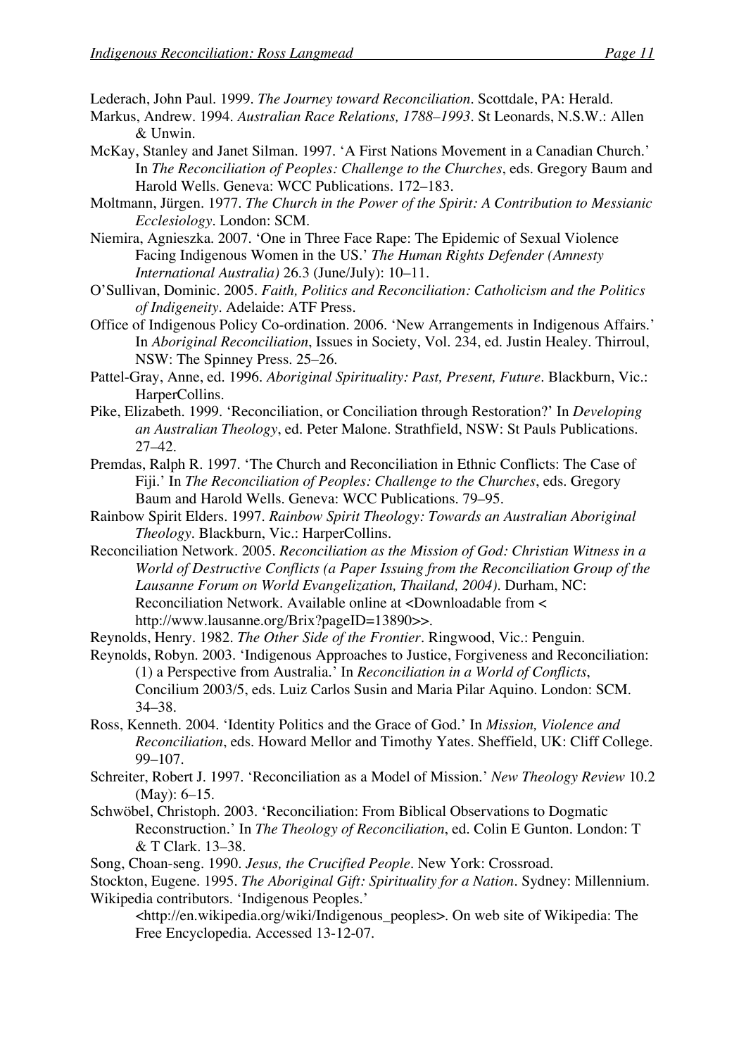Lederach, John Paul. 1999. *The Journey toward Reconciliation*. Scottdale, PA: Herald.

Markus, Andrew. 1994. *Australian Race Relations, 1788–1993*. St Leonards, N.S.W.: Allen & Unwin.

McKay, Stanley and Janet Silman. 1997. 'A First Nations Movement in a Canadian Church.' In *The Reconciliation of Peoples: Challenge to the Churches*, eds. Gregory Baum and Harold Wells. Geneva: WCC Publications. 172–183.

Moltmann, Jürgen. 1977. *The Church in the Power of the Spirit: A Contribution to Messianic Ecclesiology*. London: SCM.

Niemira, Agnieszka. 2007. 'One in Three Face Rape: The Epidemic of Sexual Violence Facing Indigenous Women in the US.' *The Human Rights Defender (Amnesty International Australia)* 26.3 (June/July): 10–11.

O'Sullivan, Dominic. 2005. *Faith, Politics and Reconciliation: Catholicism and the Politics of Indigeneity*. Adelaide: ATF Press.

Office of Indigenous Policy Co-ordination. 2006. 'New Arrangements in Indigenous Affairs.' In *Aboriginal Reconciliation*, Issues in Society, Vol. 234, ed. Justin Healey. Thirroul, NSW: The Spinney Press. 25–26.

Pattel-Gray, Anne, ed. 1996. *Aboriginal Spirituality: Past, Present, Future*. Blackburn, Vic.: HarperCollins.

Pike, Elizabeth. 1999. 'Reconciliation, or Conciliation through Restoration?' In *Developing an Australian Theology*, ed. Peter Malone. Strathfield, NSW: St Pauls Publications. 27–42.

Premdas, Ralph R. 1997. 'The Church and Reconciliation in Ethnic Conflicts: The Case of Fiji.' In *The Reconciliation of Peoples: Challenge to the Churches*, eds. Gregory Baum and Harold Wells. Geneva: WCC Publications. 79–95.

Rainbow Spirit Elders. 1997. *Rainbow Spirit Theology: Towards an Australian Aboriginal Theology*. Blackburn, Vic.: HarperCollins.

Reconciliation Network. 2005. *Reconciliation as the Mission of God: Christian Witness in a World of Destructive Conflicts (a Paper Issuing from the Reconciliation Group of the Lausanne Forum on World Evangelization, Thailand, 2004)*. Durham, NC: Reconciliation Network. Available online at <Downloadable from < http://www.lausanne.org/Brix?pageID=13890>>.

Reynolds, Henry. 1982. *The Other Side of the Frontier*. Ringwood, Vic.: Penguin.

Reynolds, Robyn. 2003. 'Indigenous Approaches to Justice, Forgiveness and Reconciliation: (1) a Perspective from Australia.' In *Reconciliation in a World of Conflicts*, Concilium 2003/5, eds. Luiz Carlos Susin and Maria Pilar Aquino. London: SCM. 34–38.

Ross, Kenneth. 2004. 'Identity Politics and the Grace of God.' In *Mission, Violence and Reconciliation*, eds. Howard Mellor and Timothy Yates. Sheffield, UK: Cliff College. 99–107.

Schreiter, Robert J. 1997. 'Reconciliation as a Model of Mission.' *New Theology Review* 10.2 (May): 6–15.

Schwöbel, Christoph. 2003. 'Reconciliation: From Biblical Observations to Dogmatic Reconstruction.' In *The Theology of Reconciliation*, ed. Colin E Gunton. London: T & T Clark. 13–38.

Song, Choan-seng. 1990. *Jesus, the Crucified People*. New York: Crossroad.

Stockton, Eugene. 1995. *The Aboriginal Gift: Spirituality for a Nation*. Sydney: Millennium.

Wikipedia contributors. 'Indigenous Peoples.' <http://en.wikipedia.org/wiki/Indigenous_peoples>. On web site of Wikipedia: The Free Encyclopedia. Accessed 13-12-07.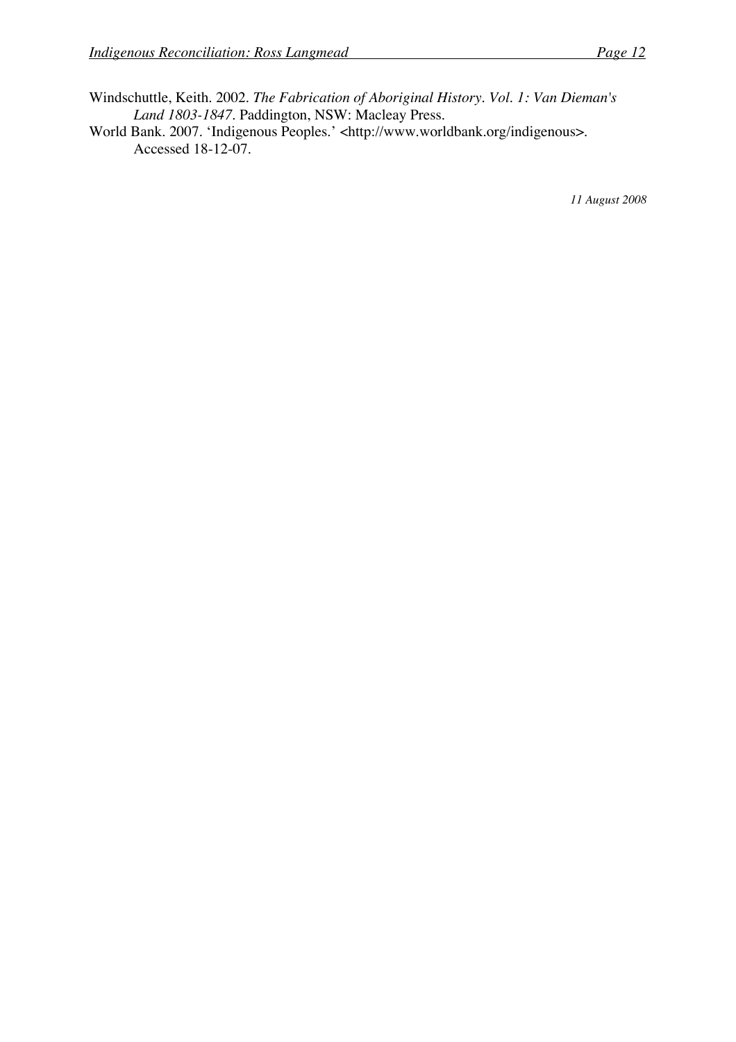Windschuttle, Keith. 2002. *The Fabrication of Aboriginal History. Vol. 1: Van Dieman's Land 1803-1847*. Paddington, NSW: Macleay Press.

World Bank. 2007. 'Indigenous Peoples.' <http://www.worldbank.org/indigenous>. Accessed 18-12-07.

*11 August 2008*